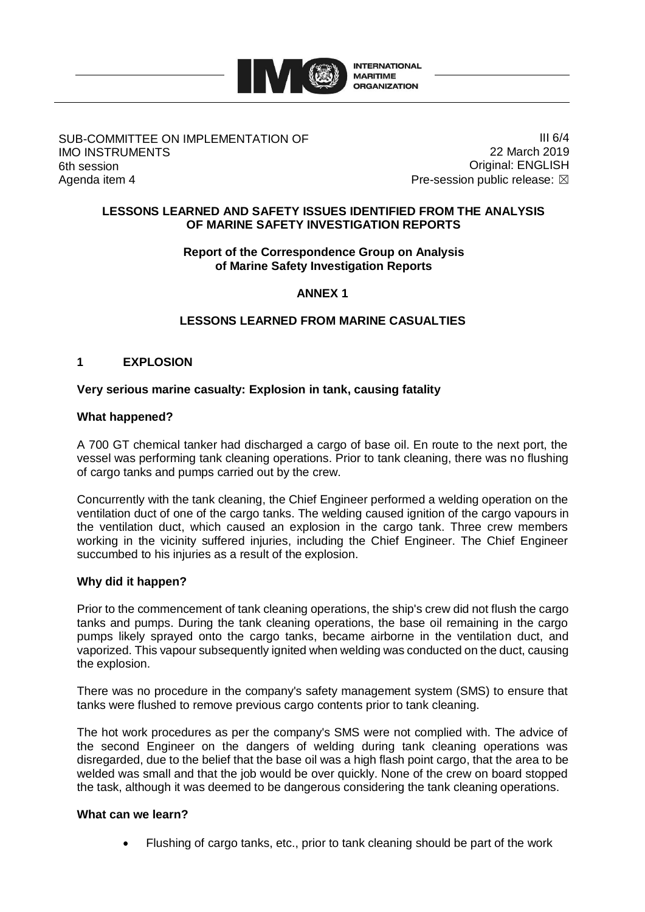SUB-COMMITTEE ON IMPLEMENTATION OF IMO INSTRUMENTS
6th session
Agenda item 4

III 6/4
22 March 2019
Original: ENGLISH
Pre-session public release: ☒

**LESSONS LEARNED AND SAFETY ISSUES IDENTIFIED FROM THE ANALYSIS OF MARINE SAFETY INVESTIGATION REPORTS**

**Report of the Correspondence Group on Analysis of Marine Safety Investigation Reports**

**ANNEX 1**

**LESSONS LEARNED FROM MARINE CASUALTIES**

## 1 EXPLOSION

**Very serious marine casualty: Explosion in tank, causing fatality**

**What happened?**

A 700 GT chemical tanker had discharged a cargo of base oil. En route to the next port, the vessel was performing tank cleaning operations. Prior to tank cleaning, there was no flushing of cargo tanks and pumps carried out by the crew.

Concurrently with the tank cleaning, the Chief Engineer performed a welding operation on the ventilation duct of one of the cargo tanks. The welding caused ignition of the cargo vapours in the ventilation duct, which caused an explosion in the cargo tank. Three crew members working in the vicinity suffered injuries, including the Chief Engineer. The Chief Engineer succumbed to his injuries as a result of the explosion.

**Why did it happen?**

Prior to the commencement of tank cleaning operations, the ship's crew did not flush the cargo tanks and pumps. During the tank cleaning operations, the base oil remaining in the cargo pumps likely sprayed onto the cargo tanks, became airborne in the ventilation duct, and vaporized. This vapour subsequently ignited when welding was conducted on the duct, causing the explosion.

There was no procedure in the company's safety management system (SMS) to ensure that tanks were flushed to remove previous cargo contents prior to tank cleaning.

The hot work procedures as per the company's SMS were not complied with. The advice of the second Engineer on the dangers of welding during tank cleaning operations was disregarded, due to the belief that the base oil was a high flash point cargo, that the area to be welded was small and that the job would be over quickly. None of the crew on board stopped the task, although it was deemed to be dangerous considering the tank cleaning operations.

**What can we learn?**

- Flushing of cargo tanks, etc., prior to tank cleaning should be part of the work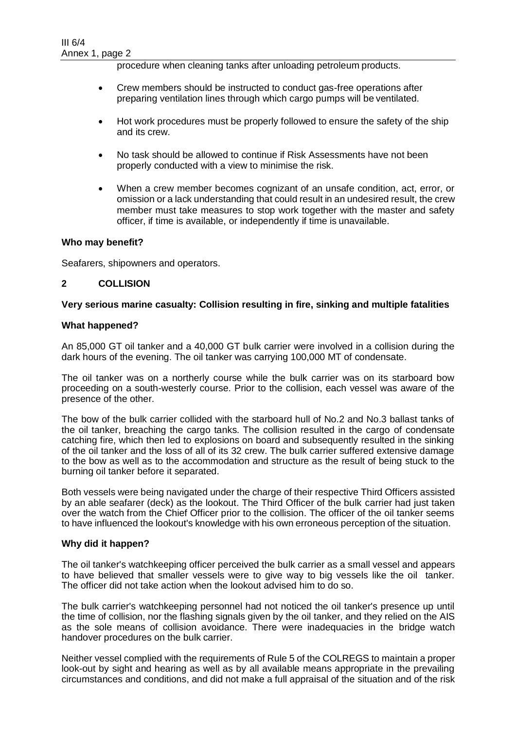procedure when cleaning tanks after unloading petroleum products.

- Crew members should be instructed to conduct gas-free operations after preparing ventilation lines through which cargo pumps will be ventilated.
- Hot work procedures must be properly followed to ensure the safety of the ship and its crew.
- No task should be allowed to continue if Risk Assessments have not been properly conducted with a view to minimise the risk.
- When a crew member becomes cognizant of an unsafe condition, act, error, or omission or a lack understanding that could result in an undesired result, the crew member must take measures to stop work together with the master and safety officer, if time is available, or independently if time is unavailable.

**Who may benefit?**

Seafarers, shipowners and operators.

## 2 COLLISION

**Very serious marine casualty: Collision resulting in fire, sinking and multiple fatalities**

**What happened?**

An 85,000 GT oil tanker and a 40,000 GT bulk carrier were involved in a collision during the dark hours of the evening. The oil tanker was carrying 100,000 MT of condensate.

The oil tanker was on a northerly course while the bulk carrier was on its starboard bow proceeding on a south-westerly course. Prior to the collision, each vessel was aware of the presence of the other.

The bow of the bulk carrier collided with the starboard hull of No.2 and No.3 ballast tanks of the oil tanker, breaching the cargo tanks. The collision resulted in the cargo of condensate catching fire, which then led to explosions on board and subsequently resulted in the sinking of the oil tanker and the loss of all of its 32 crew. The bulk carrier suffered extensive damage to the bow as well as to the accommodation and structure as the result of being stuck to the burning oil tanker before it separated.

Both vessels were being navigated under the charge of their respective Third Officers assisted by an able seafarer (deck) as the lookout. The Third Officer of the bulk carrier had just taken over the watch from the Chief Officer prior to the collision. The officer of the oil tanker seems to have influenced the lookout's knowledge with his own erroneous perception of the situation.

**Why did it happen?**

The oil tanker's watchkeeping officer perceived the bulk carrier as a small vessel and appears to have believed that smaller vessels were to give way to big vessels like the oil tanker. The officer did not take action when the lookout advised him to do so.

The bulk carrier's watchkeeping personnel had not noticed the oil tanker's presence up until the time of collision, nor the flashing signals given by the oil tanker, and they relied on the AIS as the sole means of collision avoidance. There were inadequacies in the bridge watch handover procedures on the bulk carrier.

Neither vessel complied with the requirements of Rule 5 of the COLREGS to maintain a proper look-out by sight and hearing as well as by all available means appropriate in the prevailing circumstances and conditions, and did not make a full appraisal of the situation and of the risk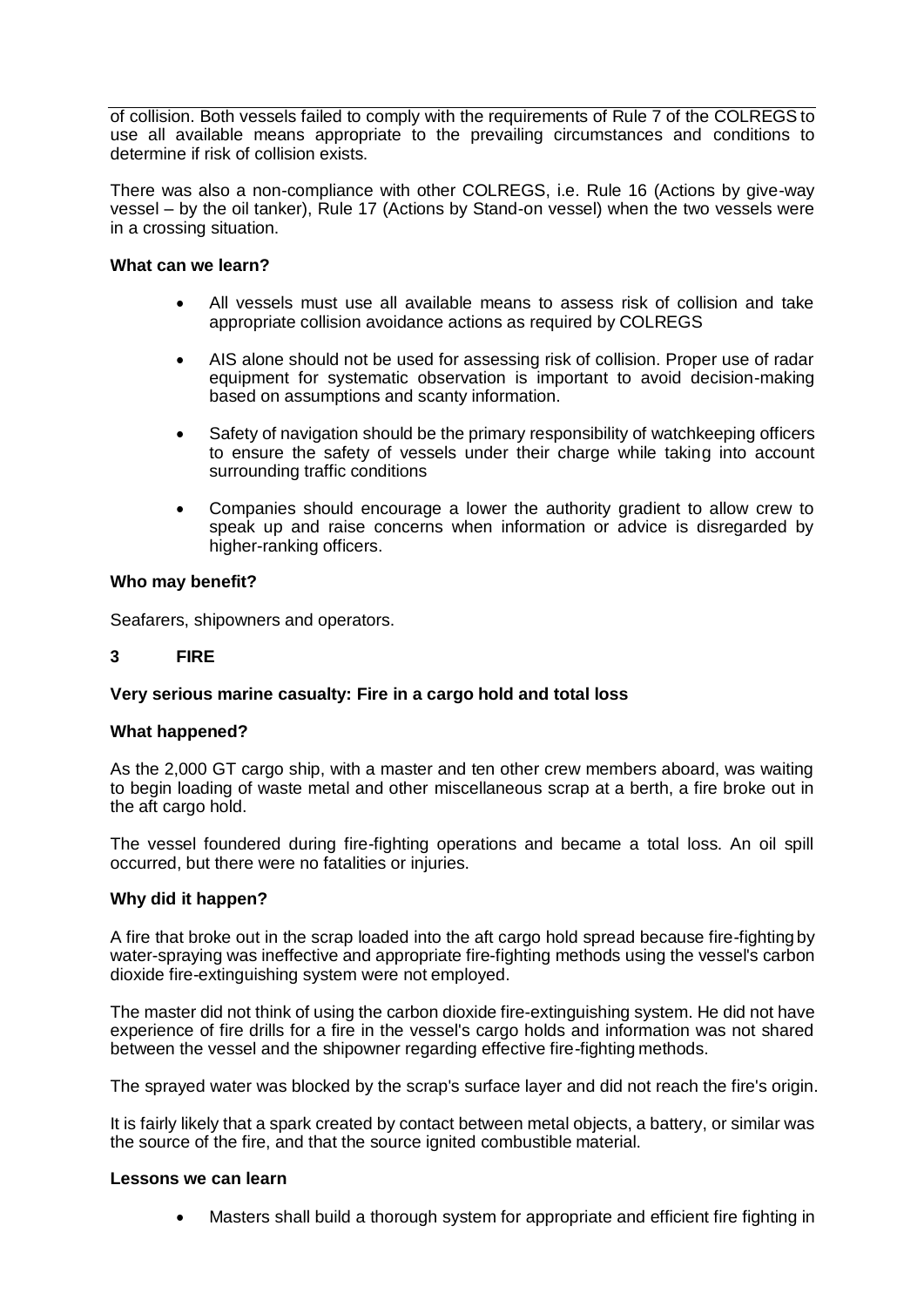of collision. Both vessels failed to comply with the requirements of Rule 7 of the COLREGS to use all available means appropriate to the prevailing circumstances and conditions to determine if risk of collision exists.

There was also a non-compliance with other COLREGS, i.e. Rule 16 (Actions by give-way vessel – by the oil tanker), Rule 17 (Actions by Stand-on vessel) when the two vessels were in a crossing situation.

**What can we learn?**

- All vessels must use all available means to assess risk of collision and take appropriate collision avoidance actions as required by COLREGS
- AIS alone should not be used for assessing risk of collision. Proper use of radar equipment for systematic observation is important to avoid decision-making based on assumptions and scanty information.
- Safety of navigation should be the primary responsibility of watchkeeping officers to ensure the safety of vessels under their charge while taking into account surrounding traffic conditions
- Companies should encourage a lower the authority gradient to allow crew to speak up and raise concerns when information or advice is disregarded by higher-ranking officers.

**Who may benefit?**

Seafarers, shipowners and operators.

## 3 FIRE

**Very serious marine casualty: Fire in a cargo hold and total loss**

**What happened?**

As the 2,000 GT cargo ship, with a master and ten other crew members aboard, was waiting to begin loading of waste metal and other miscellaneous scrap at a berth, a fire broke out in the aft cargo hold.

The vessel foundered during fire-fighting operations and became a total loss. An oil spill occurred, but there were no fatalities or injuries.

**Why did it happen?**

A fire that broke out in the scrap loaded into the aft cargo hold spread because fire-fighting by water-spraying was ineffective and appropriate fire-fighting methods using the vessel's carbon dioxide fire-extinguishing system were not employed.

The master did not think of using the carbon dioxide fire-extinguishing system. He did not have experience of fire drills for a fire in the vessel's cargo holds and information was not shared between the vessel and the shipowner regarding effective fire-fighting methods.

The sprayed water was blocked by the scrap's surface layer and did not reach the fire's origin.

It is fairly likely that a spark created by contact between metal objects, a battery, or similar was the source of the fire, and that the source ignited combustible material.

**Lessons we can learn**

- Masters shall build a thorough system for appropriate and efficient fire fighting in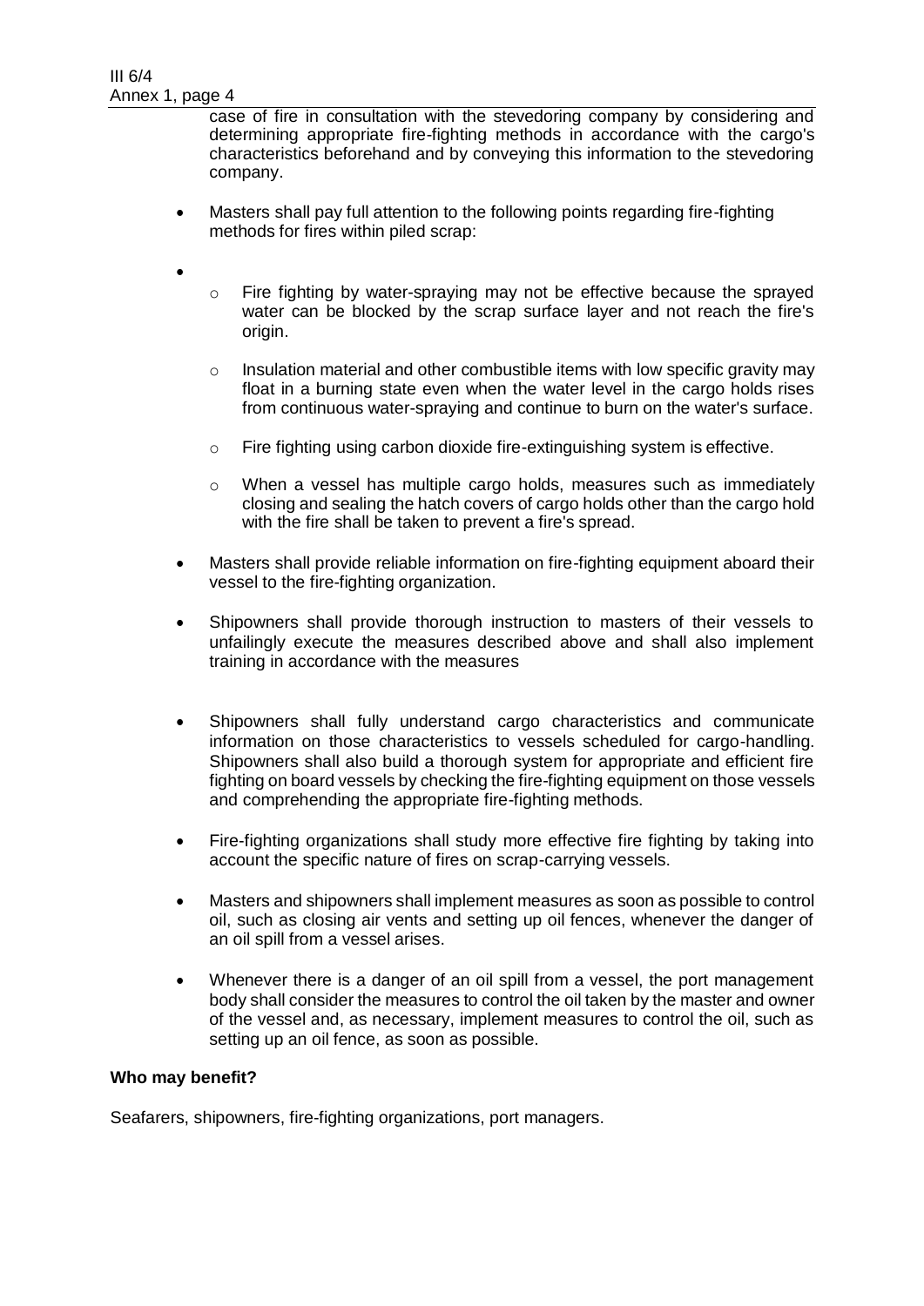case of fire in consultation with the stevedoring company by considering and determining appropriate fire-fighting methods in accordance with the cargo's characteristics beforehand and by conveying this information to the stevedoring company.

- Masters shall pay full attention to the following points regarding fire-fighting methods for fires within piled scrap:

- 
  - Fire fighting by water-spraying may not be effective because the sprayed water can be blocked by the scrap surface layer and not reach the fire's origin.
  - Insulation material and other combustible items with low specific gravity may float in a burning state even when the water level in the cargo holds rises from continuous water-spraying and continue to burn on the water's surface.
  - Fire fighting using carbon dioxide fire-extinguishing system is effective.
  - When a vessel has multiple cargo holds, measures such as immediately closing and sealing the hatch covers of cargo holds other than the cargo hold with the fire shall be taken to prevent a fire's spread.

- Masters shall provide reliable information on fire-fighting equipment aboard their vessel to the fire-fighting organization.

- Shipowners shall provide thorough instruction to masters of their vessels to unfailingly execute the measures described above and shall also implement training in accordance with the measures

- Shipowners shall fully understand cargo characteristics and communicate information on those characteristics to vessels scheduled for cargo-handling. Shipowners shall also build a thorough system for appropriate and efficient fire fighting on board vessels by checking the fire-fighting equipment on those vessels and comprehending the appropriate fire-fighting methods.

- Fire-fighting organizations shall study more effective fire fighting by taking into account the specific nature of fires on scrap-carrying vessels.

- Masters and shipowners shall implement measures as soon as possible to control oil, such as closing air vents and setting up oil fences, whenever the danger of an oil spill from a vessel arises.

- Whenever there is a danger of an oil spill from a vessel, the port management body shall consider the measures to control the oil taken by the master and owner of the vessel and, as necessary, implement measures to control the oil, such as setting up an oil fence, as soon as possible.

**Who may benefit?**

Seafarers, shipowners, fire-fighting organizations, port managers.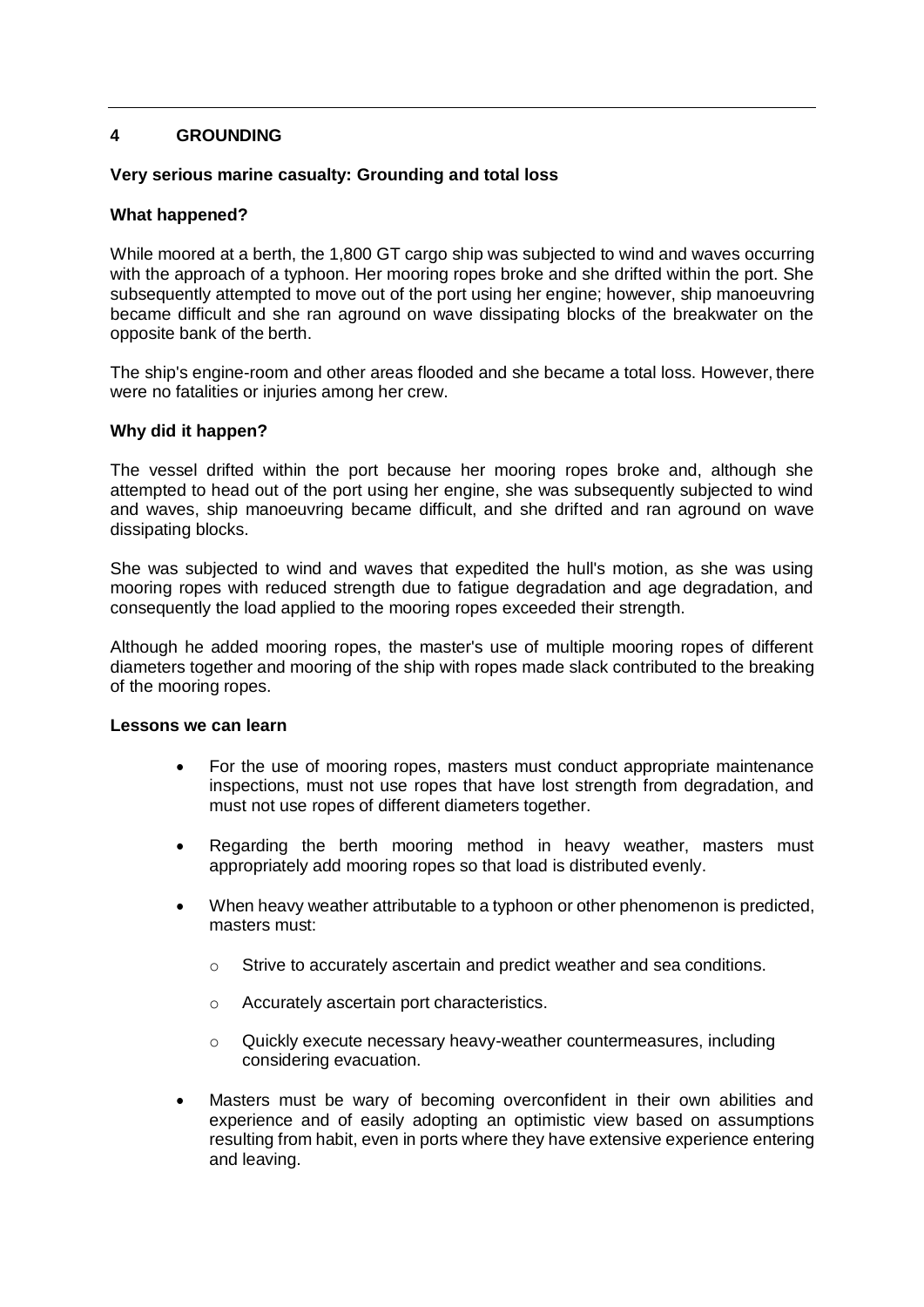## 4 GROUNDING

**Very serious marine casualty: Grounding and total loss**

**What happened?**

While moored at a berth, the 1,800 GT cargo ship was subjected to wind and waves occurring with the approach of a typhoon. Her mooring ropes broke and she drifted within the port. She subsequently attempted to move out of the port using her engine; however, ship manoeuvring became difficult and she ran aground on wave dissipating blocks of the breakwater on the opposite bank of the berth.

The ship's engine-room and other areas flooded and she became a total loss. However, there were no fatalities or injuries among her crew.

**Why did it happen?**

The vessel drifted within the port because her mooring ropes broke and, although she attempted to head out of the port using her engine, she was subsequently subjected to wind and waves, ship manoeuvring became difficult, and she drifted and ran aground on wave dissipating blocks.

She was subjected to wind and waves that expedited the hull's motion, as she was using mooring ropes with reduced strength due to fatigue degradation and age degradation, and consequently the load applied to the mooring ropes exceeded their strength.

Although he added mooring ropes, the master's use of multiple mooring ropes of different diameters together and mooring of the ship with ropes made slack contributed to the breaking of the mooring ropes.

**Lessons we can learn**

- For the use of mooring ropes, masters must conduct appropriate maintenance inspections, must not use ropes that have lost strength from degradation, and must not use ropes of different diameters together.
- Regarding the berth mooring method in heavy weather, masters must appropriately add mooring ropes so that load is distributed evenly.
- When heavy weather attributable to a typhoon or other phenomenon is predicted, masters must:
  - Strive to accurately ascertain and predict weather and sea conditions.
  - Accurately ascertain port characteristics.
  - Quickly execute necessary heavy-weather countermeasures, including considering evacuation.
- Masters must be wary of becoming overconfident in their own abilities and experience and of easily adopting an optimistic view based on assumptions resulting from habit, even in ports where they have extensive experience entering and leaving.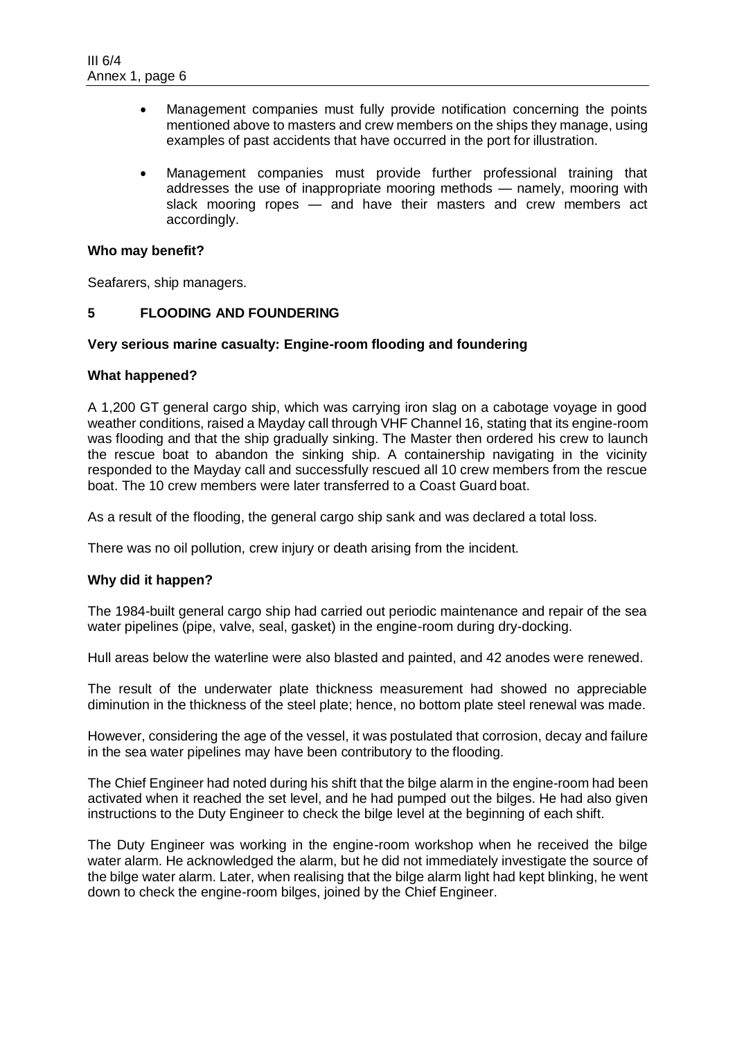- Management companies must fully provide notification concerning the points mentioned above to masters and crew members on the ships they manage, using examples of past accidents that have occurred in the port for illustration.

- Management companies must provide further professional training that addresses the use of inappropriate mooring methods — namely, mooring with slack mooring ropes — and have their masters and crew members act accordingly.

**Who may benefit?**

Seafarers, ship managers.

## 5 FLOODING AND FOUNDERING

**Very serious marine casualty: Engine-room flooding and foundering**

**What happened?**

A 1,200 GT general cargo ship, which was carrying iron slag on a cabotage voyage in good weather conditions, raised a Mayday call through VHF Channel 16, stating that its engine-room was flooding and that the ship gradually sinking. The Master then ordered his crew to launch the rescue boat to abandon the sinking ship. A containership navigating in the vicinity responded to the Mayday call and successfully rescued all 10 crew members from the rescue boat. The 10 crew members were later transferred to a Coast Guard boat.

As a result of the flooding, the general cargo ship sank and was declared a total loss.

There was no oil pollution, crew injury or death arising from the incident.

**Why did it happen?**

The 1984-built general cargo ship had carried out periodic maintenance and repair of the sea water pipelines (pipe, valve, seal, gasket) in the engine-room during dry-docking.

Hull areas below the waterline were also blasted and painted, and 42 anodes were renewed.

The result of the underwater plate thickness measurement had showed no appreciable diminution in the thickness of the steel plate; hence, no bottom plate steel renewal was made.

However, considering the age of the vessel, it was postulated that corrosion, decay and failure in the sea water pipelines may have been contributory to the flooding.

The Chief Engineer had noted during his shift that the bilge alarm in the engine-room had been activated when it reached the set level, and he had pumped out the bilges. He had also given instructions to the Duty Engineer to check the bilge level at the beginning of each shift.

The Duty Engineer was working in the engine-room workshop when he received the bilge water alarm. He acknowledged the alarm, but he did not immediately investigate the source of the bilge water alarm. Later, when realising that the bilge alarm light had kept blinking, he went down to check the engine-room bilges, joined by the Chief Engineer.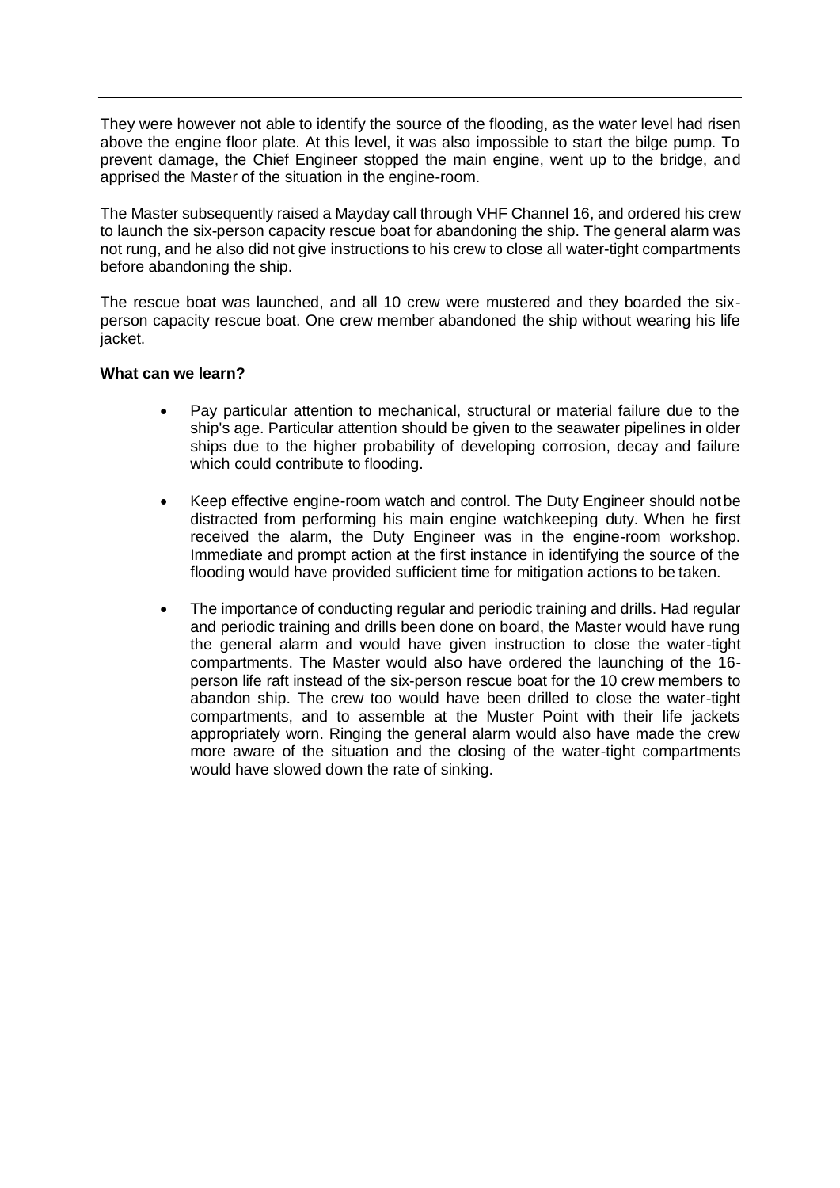They were however not able to identify the source of the flooding, as the water level had risen above the engine floor plate. At this level, it was also impossible to start the bilge pump. To prevent damage, the Chief Engineer stopped the main engine, went up to the bridge, and apprised the Master of the situation in the engine-room.

The Master subsequently raised a Mayday call through VHF Channel 16, and ordered his crew to launch the six-person capacity rescue boat for abandoning the ship. The general alarm was not rung, and he also did not give instructions to his crew to close all water-tight compartments before abandoning the ship.

The rescue boat was launched, and all 10 crew were mustered and they boarded the six-person capacity rescue boat. One crew member abandoned the ship without wearing his life jacket.

**What can we learn?**

- Pay particular attention to mechanical, structural or material failure due to the ship's age. Particular attention should be given to the seawater pipelines in older ships due to the higher probability of developing corrosion, decay and failure which could contribute to flooding.

- Keep effective engine-room watch and control. The Duty Engineer should not be distracted from performing his main engine watchkeeping duty. When he first received the alarm, the Duty Engineer was in the engine-room workshop. Immediate and prompt action at the first instance in identifying the source of the flooding would have provided sufficient time for mitigation actions to be taken.

- The importance of conducting regular and periodic training and drills. Had regular and periodic training and drills been done on board, the Master would have rung the general alarm and would have given instruction to close the water-tight compartments. The Master would also have ordered the launching of the 16-person life raft instead of the six-person rescue boat for the 10 crew members to abandon ship. The crew too would have been drilled to close the water-tight compartments, and to assemble at the Muster Point with their life jackets appropriately worn. Ringing the general alarm would also have made the crew more aware of the situation and the closing of the water-tight compartments would have slowed down the rate of sinking.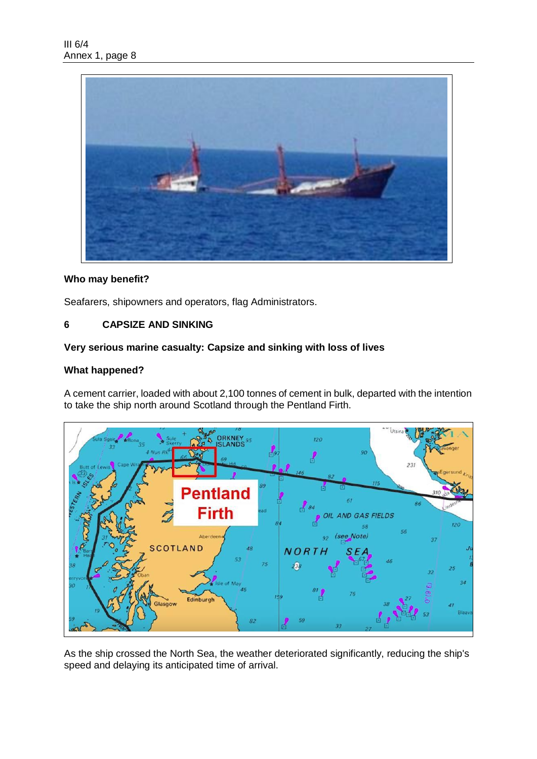**Who may benefit?**

Seafarers, shipowners and operators, flag Administrators.

## 6 CAPSIZE AND SINKING

**Very serious marine casualty: Capsize and sinking with loss of lives**

**What happened?**

A cement carrier, loaded with about 2,100 tonnes of cement in bulk, departed with the intention to take the ship north around Scotland through the Pentland Firth.

As the ship crossed the North Sea, the weather deteriorated significantly, reducing the ship's speed and delaying its anticipated time of arrival.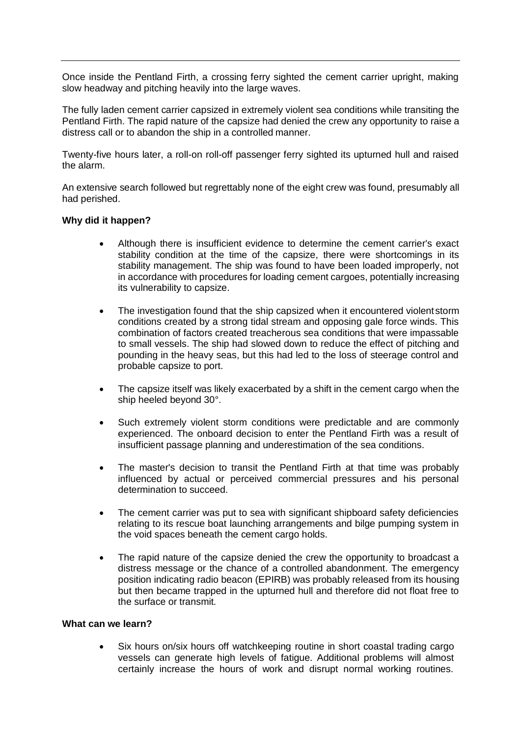Once inside the Pentland Firth, a crossing ferry sighted the cement carrier upright, making slow headway and pitching heavily into the large waves.

The fully laden cement carrier capsized in extremely violent sea conditions while transiting the Pentland Firth. The rapid nature of the capsize had denied the crew any opportunity to raise a distress call or to abandon the ship in a controlled manner.

Twenty-five hours later, a roll-on roll-off passenger ferry sighted its upturned hull and raised the alarm.

An extensive search followed but regrettably none of the eight crew was found, presumably all had perished.

**Why did it happen?**

- Although there is insufficient evidence to determine the cement carrier's exact stability condition at the time of the capsize, there were shortcomings in its stability management. The ship was found to have been loaded improperly, not in accordance with procedures for loading cement cargoes, potentially increasing its vulnerability to capsize.
- The investigation found that the ship capsized when it encountered violent storm conditions created by a strong tidal stream and opposing gale force winds. This combination of factors created treacherous sea conditions that were impassable to small vessels. The ship had slowed down to reduce the effect of pitching and pounding in the heavy seas, but this had led to the loss of steerage control and probable capsize to port.
- The capsize itself was likely exacerbated by a shift in the cement cargo when the ship heeled beyond 30°.
- Such extremely violent storm conditions were predictable and are commonly experienced. The onboard decision to enter the Pentland Firth was a result of insufficient passage planning and underestimation of the sea conditions.
- The master's decision to transit the Pentland Firth at that time was probably influenced by actual or perceived commercial pressures and his personal determination to succeed.
- The cement carrier was put to sea with significant shipboard safety deficiencies relating to its rescue boat launching arrangements and bilge pumping system in the void spaces beneath the cement cargo holds.
- The rapid nature of the capsize denied the crew the opportunity to broadcast a distress message or the chance of a controlled abandonment. The emergency position indicating radio beacon (EPIRB) was probably released from its housing but then became trapped in the upturned hull and therefore did not float free to the surface or transmit.

**What can we learn?**

- Six hours on/six hours off watchkeeping routine in short coastal trading cargo vessels can generate high levels of fatigue. Additional problems will almost certainly increase the hours of work and disrupt normal working routines.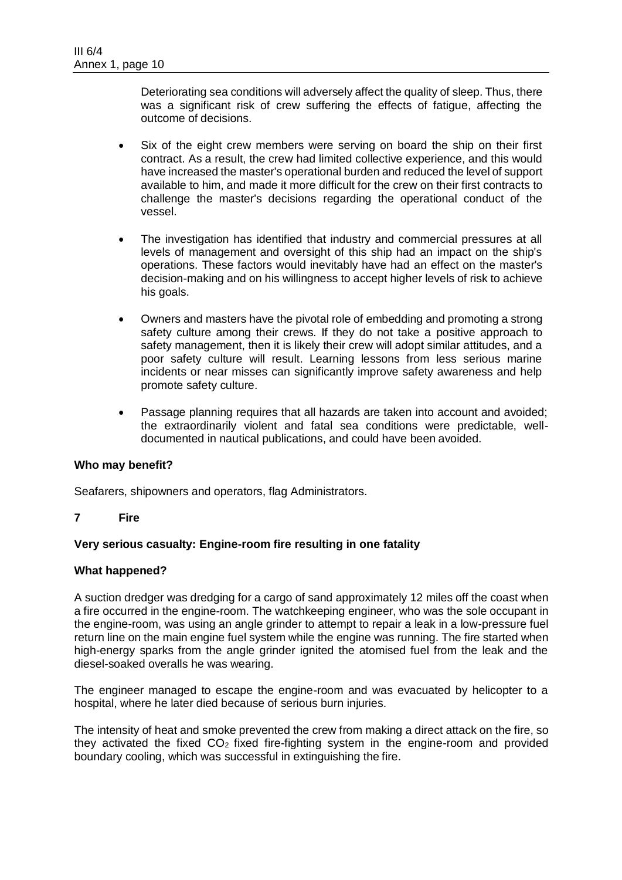Deteriorating sea conditions will adversely affect the quality of sleep. Thus, there was a significant risk of crew suffering the effects of fatigue, affecting the outcome of decisions.

- Six of the eight crew members were serving on board the ship on their first contract. As a result, the crew had limited collective experience, and this would have increased the master's operational burden and reduced the level of support available to him, and made it more difficult for the crew on their first contracts to challenge the master's decisions regarding the operational conduct of the vessel.
- The investigation has identified that industry and commercial pressures at all levels of management and oversight of this ship had an impact on the ship's operations. These factors would inevitably have had an effect on the master's decision-making and on his willingness to accept higher levels of risk to achieve his goals.
- Owners and masters have the pivotal role of embedding and promoting a strong safety culture among their crews. If they do not take a positive approach to safety management, then it is likely their crew will adopt similar attitudes, and a poor safety culture will result. Learning lessons from less serious marine incidents or near misses can significantly improve safety awareness and help promote safety culture.
- Passage planning requires that all hazards are taken into account and avoided; the extraordinarily violent and fatal sea conditions were predictable, well-documented in nautical publications, and could have been avoided.

**Who may benefit?**

Seafarers, shipowners and operators, flag Administrators.

## 7 Fire

**Very serious casualty: Engine-room fire resulting in one fatality**

**What happened?**

A suction dredger was dredging for a cargo of sand approximately 12 miles off the coast when a fire occurred in the engine-room. The watchkeeping engineer, who was the sole occupant in the engine-room, was using an angle grinder to attempt to repair a leak in a low-pressure fuel return line on the main engine fuel system while the engine was running. The fire started when high-energy sparks from the angle grinder ignited the atomised fuel from the leak and the diesel-soaked overalls he was wearing.

The engineer managed to escape the engine-room and was evacuated by helicopter to a hospital, where he later died because of serious burn injuries.

The intensity of heat and smoke prevented the crew from making a direct attack on the fire, so they activated the fixed $CO_2$ fixed fire-fighting system in the engine-room and provided boundary cooling, which was successful in extinguishing the fire.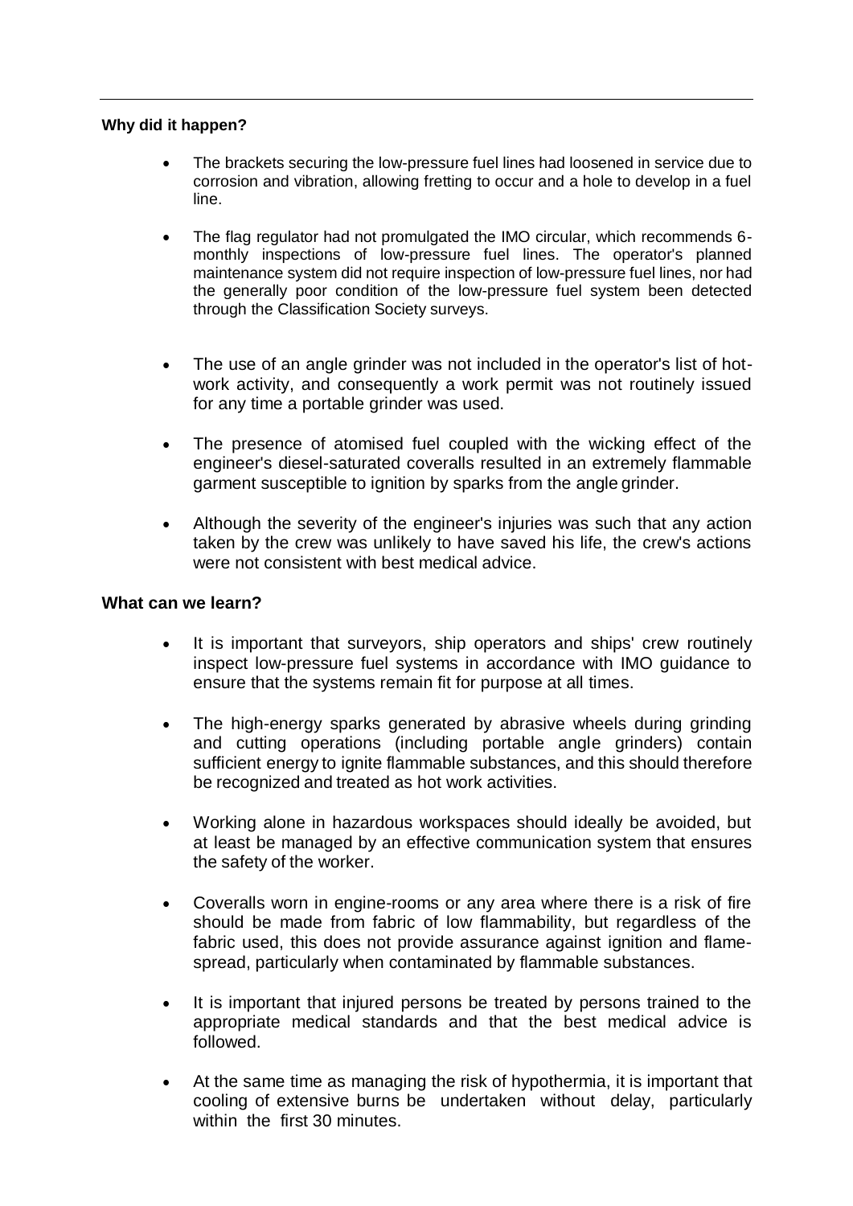**Why did it happen?**

- The brackets securing the low-pressure fuel lines had loosened in service due to corrosion and vibration, allowing fretting to occur and a hole to develop in a fuel line.
- The flag regulator had not promulgated the IMO circular, which recommends 6-monthly inspections of low-pressure fuel lines. The operator's planned maintenance system did not require inspection of low-pressure fuel lines, nor had the generally poor condition of the low-pressure fuel system been detected through the Classification Society surveys.
- The use of an angle grinder was not included in the operator's list of hot-work activity, and consequently a work permit was not routinely issued for any time a portable grinder was used.
- The presence of atomised fuel coupled with the wicking effect of the engineer's diesel-saturated coveralls resulted in an extremely flammable garment susceptible to ignition by sparks from the angle grinder.
- Although the severity of the engineer's injuries was such that any action taken by the crew was unlikely to have saved his life, the crew's actions were not consistent with best medical advice.

**What can we learn?**

- It is important that surveyors, ship operators and ships' crew routinely inspect low-pressure fuel systems in accordance with IMO guidance to ensure that the systems remain fit for purpose at all times.
- The high-energy sparks generated by abrasive wheels during grinding and cutting operations (including portable angle grinders) contain sufficient energy to ignite flammable substances, and this should therefore be recognized and treated as hot work activities.
- Working alone in hazardous workspaces should ideally be avoided, but at least be managed by an effective communication system that ensures the safety of the worker.
- Coveralls worn in engine-rooms or any area where there is a risk of fire should be made from fabric of low flammability, but regardless of the fabric used, this does not provide assurance against ignition and flame-spread, particularly when contaminated by flammable substances.
- It is important that injured persons be treated by persons trained to the appropriate medical standards and that the best medical advice is followed.
- At the same time as managing the risk of hypothermia, it is important that cooling of extensive burns be undertaken without delay, particularly within the first 30 minutes.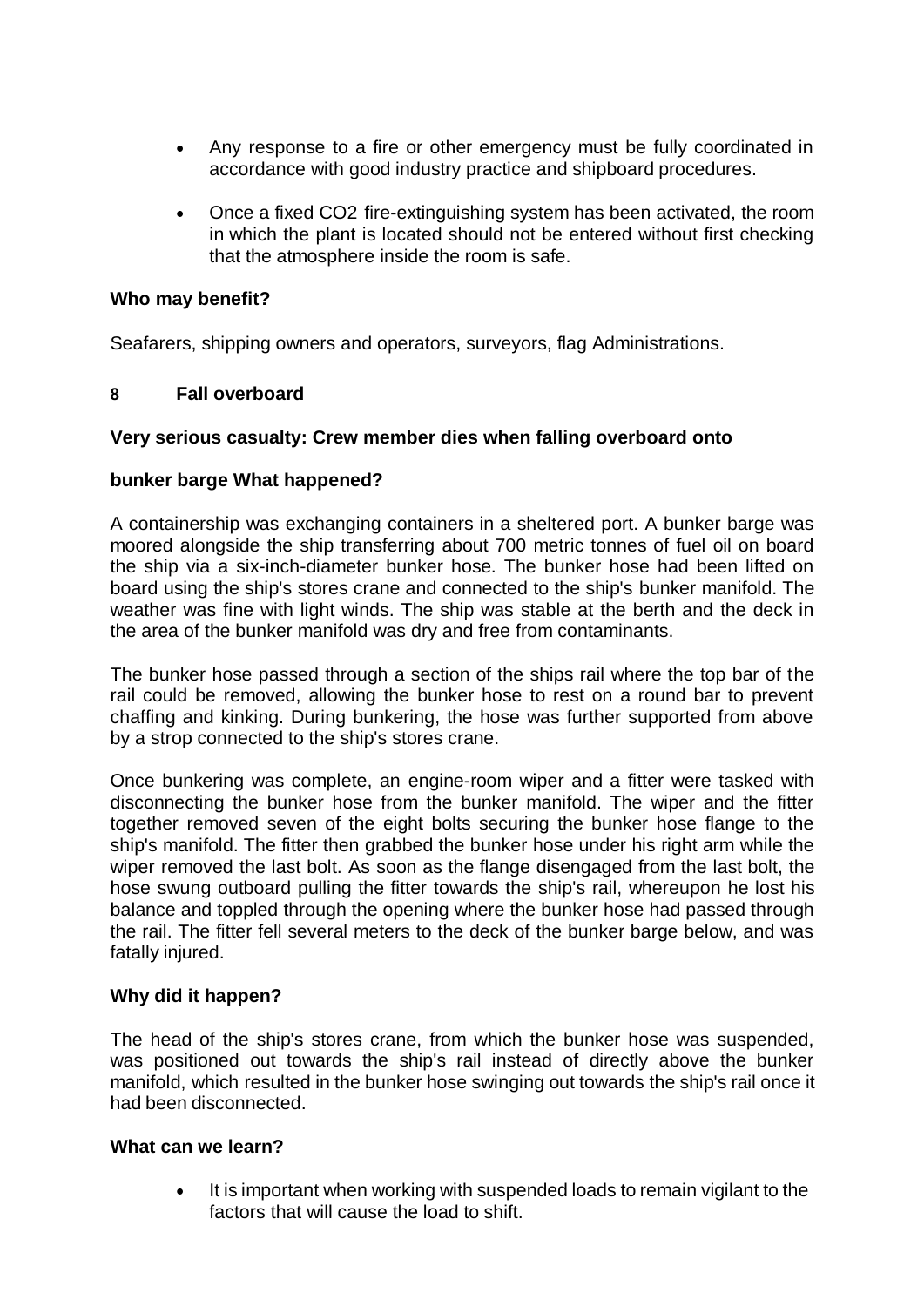- Any response to a fire or other emergency must be fully coordinated in accordance with good industry practice and shipboard procedures.
- Once a fixed $CO_2$ fire-extinguishing system has been activated, the room in which the plant is located should not be entered without first checking that the atmosphere inside the room is safe.

**Who may benefit?**

Seafarers, shipping owners and operators, surveyors, flag Administrations.

## 8 Fall overboard

**Very serious casualty: Crew member dies when falling overboard onto bunker barge What happened?**

A containership was exchanging containers in a sheltered port. A bunker barge was moored alongside the ship transferring about 700 metric tonnes of fuel oil on board the ship via a six-inch-diameter bunker hose. The bunker hose had been lifted on board using the ship's stores crane and connected to the ship's bunker manifold. The weather was fine with light winds. The ship was stable at the berth and the deck in the area of the bunker manifold was dry and free from contaminants.

The bunker hose passed through a section of the ships rail where the top bar of the rail could be removed, allowing the bunker hose to rest on a round bar to prevent chaffing and kinking. During bunkering, the hose was further supported from above by a strop connected to the ship's stores crane.

Once bunkering was complete, an engine-room wiper and a fitter were tasked with disconnecting the bunker hose from the bunker manifold. The wiper and the fitter together removed seven of the eight bolts securing the bunker hose flange to the ship's manifold. The fitter then grabbed the bunker hose under his right arm while the wiper removed the last bolt. As soon as the flange disengaged from the last bolt, the hose swung outboard pulling the fitter towards the ship's rail, whereupon he lost his balance and toppled through the opening where the bunker hose had passed through the rail. The fitter fell several meters to the deck of the bunker barge below, and was fatally injured.

**Why did it happen?**

The head of the ship's stores crane, from which the bunker hose was suspended, was positioned out towards the ship's rail instead of directly above the bunker manifold, which resulted in the bunker hose swinging out towards the ship's rail once it had been disconnected.

**What can we learn?**

- It is important when working with suspended loads to remain vigilant to the factors that will cause the load to shift.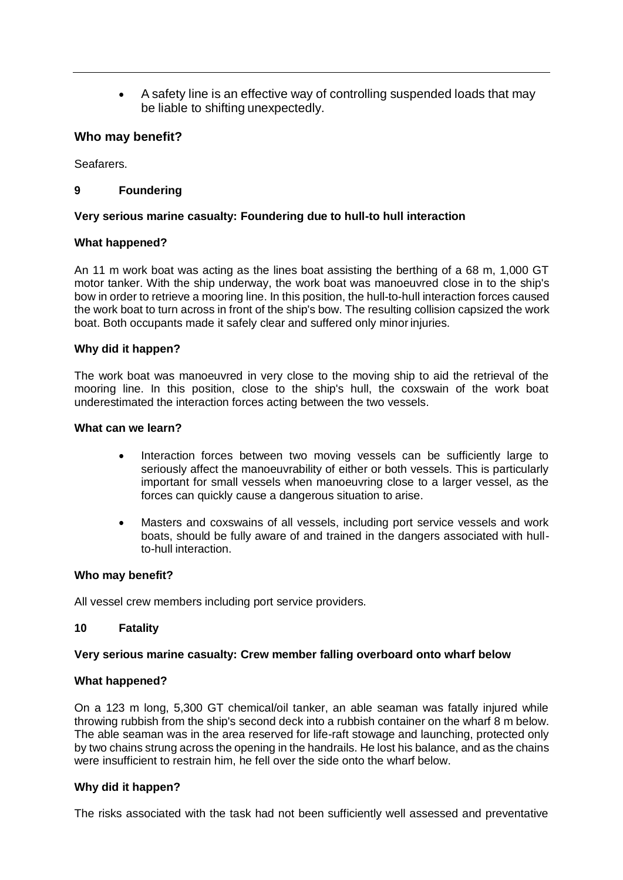- A safety line is an effective way of controlling suspended loads that may be liable to shifting unexpectedly.

### Who may benefit?

Seafarers.

## 9 Foundering

**Very serious marine casualty: Foundering due to hull-to hull interaction**

**What happened?**

An 11 m work boat was acting as the lines boat assisting the berthing of a 68 m, 1,000 GT motor tanker. With the ship underway, the work boat was manoeuvred close in to the ship's bow in order to retrieve a mooring line. In this position, the hull-to-hull interaction forces caused the work boat to turn across in front of the ship's bow. The resulting collision capsized the work boat. Both occupants made it safely clear and suffered only minor injuries.

**Why did it happen?**

The work boat was manoeuvred in very close to the moving ship to aid the retrieval of the mooring line. In this position, close to the ship's hull, the coxswain of the work boat underestimated the interaction forces acting between the two vessels.

**What can we learn?**

- Interaction forces between two moving vessels can be sufficiently large to seriously affect the manoeuvrability of either or both vessels. This is particularly important for small vessels when manoeuvring close to a larger vessel, as the forces can quickly cause a dangerous situation to arise.
- Masters and coxswains of all vessels, including port service vessels and work boats, should be fully aware of and trained in the dangers associated with hull-to-hull interaction.

**Who may benefit?**

All vessel crew members including port service providers.

## 10 Fatality

**Very serious marine casualty: Crew member falling overboard onto wharf below**

**What happened?**

On a 123 m long, 5,300 GT chemical/oil tanker, an able seaman was fatally injured while throwing rubbish from the ship's second deck into a rubbish container on the wharf 8 m below. The able seaman was in the area reserved for life-raft stowage and launching, protected only by two chains strung across the opening in the handrails. He lost his balance, and as the chains were insufficient to restrain him, he fell over the side onto the wharf below.

**Why did it happen?**

The risks associated with the task had not been sufficiently well assessed and preventative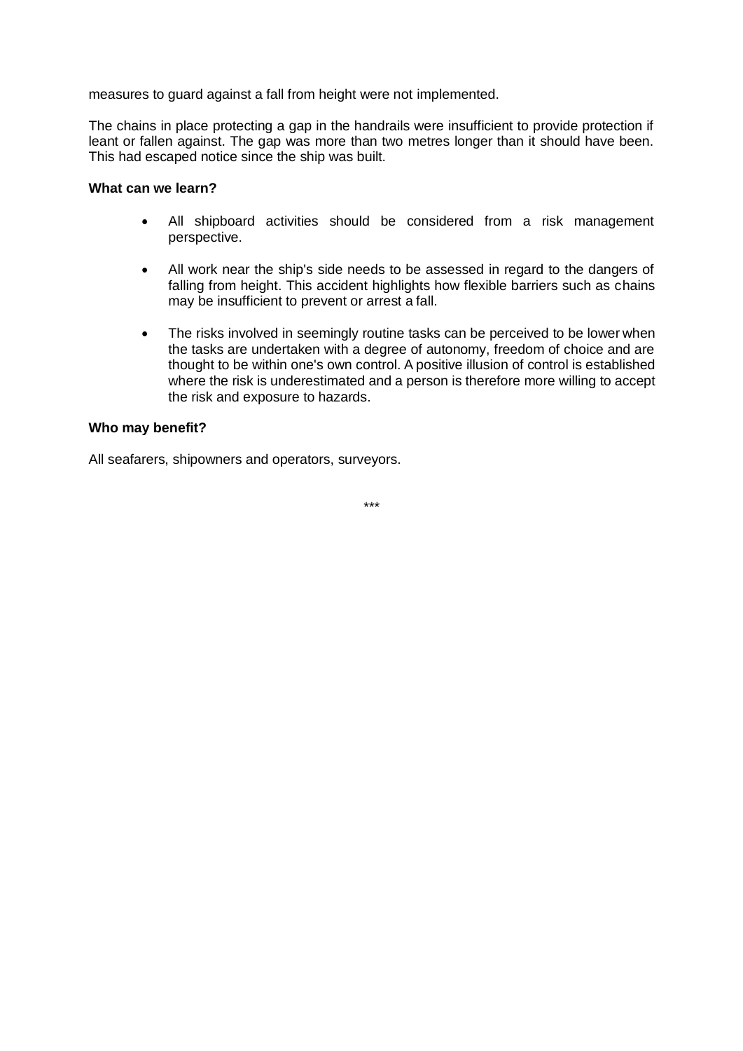measures to guard against a fall from height were not implemented.

The chains in place protecting a gap in the handrails were insufficient to provide protection if leant or fallen against. The gap was more than two metres longer than it should have been. This had escaped notice since the ship was built.

**What can we learn?**

- All shipboard activities should be considered from a risk management perspective.
- All work near the ship's side needs to be assessed in regard to the dangers of falling from height. This accident highlights how flexible barriers such as chains may be insufficient to prevent or arrest a fall.
- The risks involved in seemingly routine tasks can be perceived to be lower when the tasks are undertaken with a degree of autonomy, freedom of choice and are thought to be within one's own control. A positive illusion of control is established where the risk is underestimated and a person is therefore more willing to accept the risk and exposure to hazards.

**Who may benefit?**

All seafarers, shipowners and operators, surveyors.

***